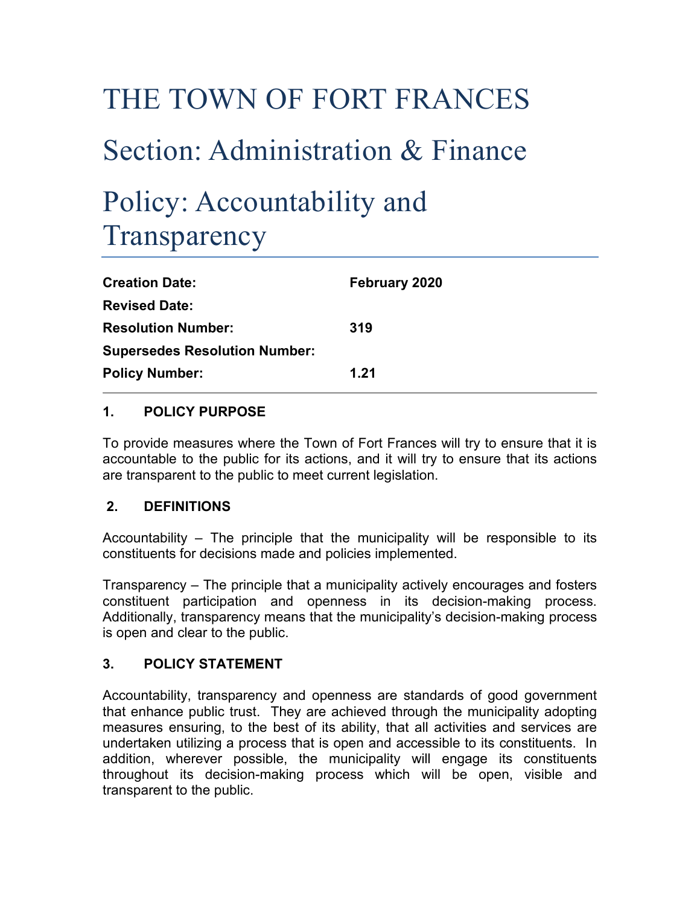# THE TOWN OF FORT FRANCES

# Section: Administration & Finance

# Policy: Accountability and Transparency

| | |
|---|---|
| **Creation Date:** | **February 2020** |
| **Revised Date:** | |
| **Resolution Number:** | **319** |
| **Supersedes Resolution Number:** | |
| **Policy Number:** | **1.21** |

## 1. POLICY PURPOSE

To provide measures where the Town of Fort Frances will try to ensure that it is accountable to the public for its actions, and it will try to ensure that its actions are transparent to the public to meet current legislation.

## 2. DEFINITIONS

Accountability – The principle that the municipality will be responsible to its constituents for decisions made and policies implemented.

Transparency – The principle that a municipality actively encourages and fosters constituent participation and openness in its decision-making process. Additionally, transparency means that the municipality's decision-making process is open and clear to the public.

## 3. POLICY STATEMENT

Accountability, transparency and openness are standards of good government that enhance public trust. They are achieved through the municipality adopting measures ensuring, to the best of its ability, that all activities and services are undertaken utilizing a process that is open and accessible to its constituents. In addition, wherever possible, the municipality will engage its constituents throughout its decision-making process which will be open, visible and transparent to the public.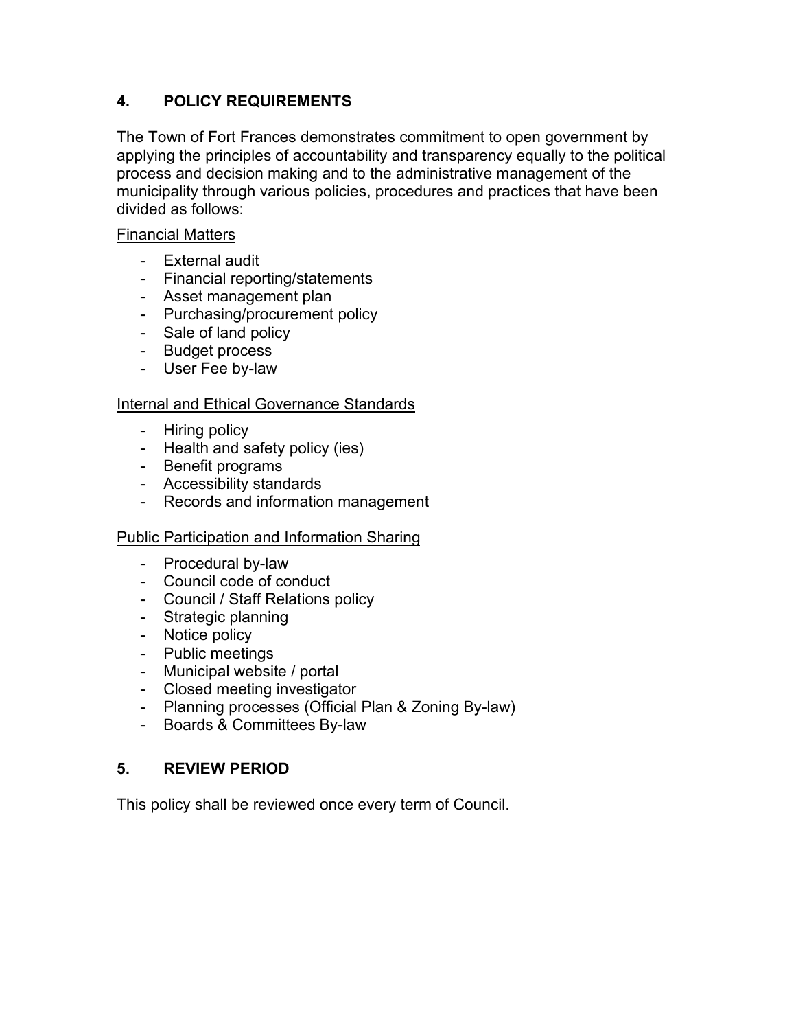## 4. POLICY REQUIREMENTS

The Town of Fort Frances demonstrates commitment to open government by applying the principles of accountability and transparency equally to the political process and decision making and to the administrative management of the municipality through various policies, procedures and practices that have been divided as follows:

<u>Financial Matters</u>

- External audit
- Financial reporting/statements
- Asset management plan
- Purchasing/procurement policy
- Sale of land policy
- Budget process
- User Fee by-law

<u>Internal and Ethical Governance Standards</u>

- Hiring policy
- Health and safety policy (ies)
- Benefit programs
- Accessibility standards
- Records and information management

<u>Public Participation and Information Sharing</u>

- Procedural by-law
- Council code of conduct
- Council / Staff Relations policy
- Strategic planning
- Notice policy
- Public meetings
- Municipal website / portal
- Closed meeting investigator
- Planning processes (Official Plan & Zoning By-law)
- Boards & Committees By-law

## 5. REVIEW PERIOD

This policy shall be reviewed once every term of Council.